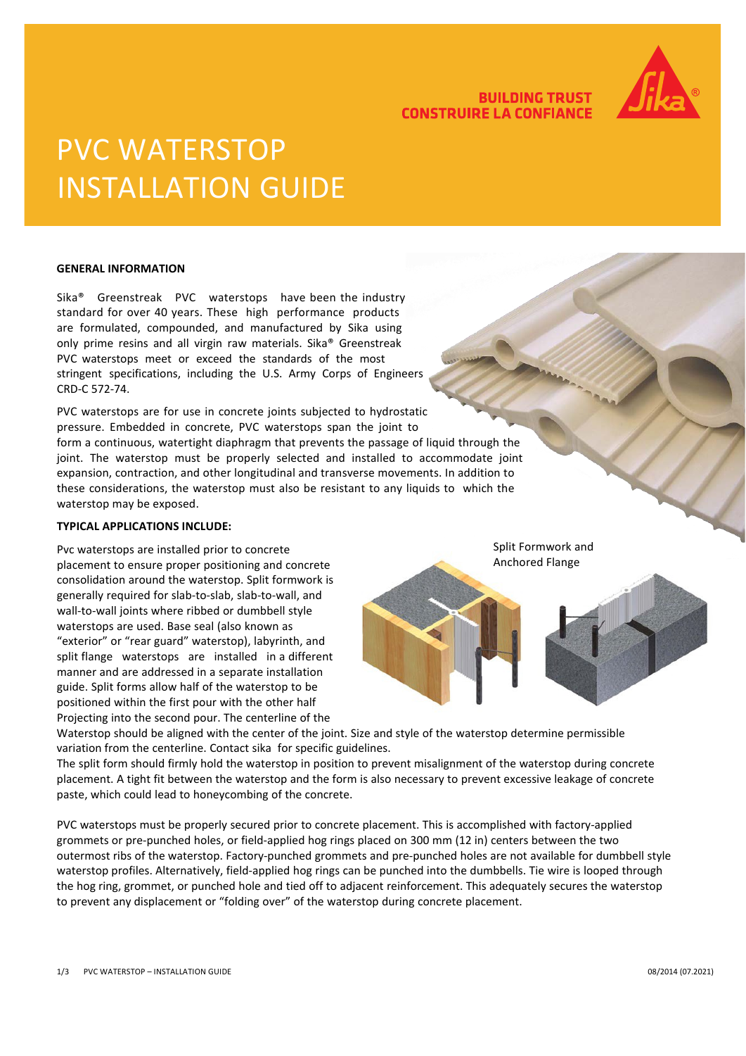BUILDING TRUST
CONSTRUIRE LA CONFIANCE

# PVC WATERSTOP INSTALLATION GUIDE

## GENERAL INFORMATION

Sika® Greenstreak PVC waterstops have been the industry standard for over 40 years. These high performance products are formulated, compounded, and manufactured by Sika using only prime resins and all virgin raw materials. Sika® Greenstreak PVC waterstops meet or exceed the standards of the most stringent specifications, including the U.S. Army Corps of Engineers CRD-C 572-74.

PVC waterstops are for use in concrete joints subjected to hydrostatic pressure. Embedded in concrete, PVC waterstops span the joint to form a continuous, watertight diaphragm that prevents the passage of liquid through the joint. The waterstop must be properly selected and installed to accommodate joint expansion, contraction, and other longitudinal and transverse movements. In addition to these considerations, the waterstop must also be resistant to any liquids to which the waterstop may be exposed.

## TYPICAL APPLICATIONS INCLUDE:

Pvc waterstops are installed prior to concrete placement to ensure proper positioning and concrete consolidation around the waterstop. Split formwork is generally required for slab-to-slab, slab-to-wall, and wall-to-wall joints where ribbed or dumbbell style waterstops are used. Base seal (also known as "exterior" or "rear guard" waterstop), labyrinth, and split flange waterstops are installed in a different manner and are addressed in a separate installation guide. Split forms allow half of the waterstop to be positioned within the first pour with the other half Projecting into the second pour. The centerline of the Waterstop should be aligned with the center of the joint. Size and style of the waterstop determine permissible variation from the centerline. Contact sika for specific guidelines.

Split Formwork and Anchored Flange

The split form should firmly hold the waterstop in position to prevent misalignment of the waterstop during concrete placement. A tight fit between the waterstop and the form is also necessary to prevent excessive leakage of concrete paste, which could lead to honeycombing of the concrete.

PVC waterstops must be properly secured prior to concrete placement. This is accomplished with factory-applied grommets or pre-punched holes, or field-applied hog rings placed on 300 mm (12 in) centers between the two outermost ribs of the waterstop. Factory-punched grommets and pre-punched holes are not available for dumbbell style waterstop profiles. Alternatively, field-applied hog rings can be punched into the dumbbells. Tie wire is looped through the hog ring, grommet, or punched hole and tied off to adjacent reinforcement. This adequately secures the waterstop to prevent any displacement or "folding over" of the waterstop during concrete placement.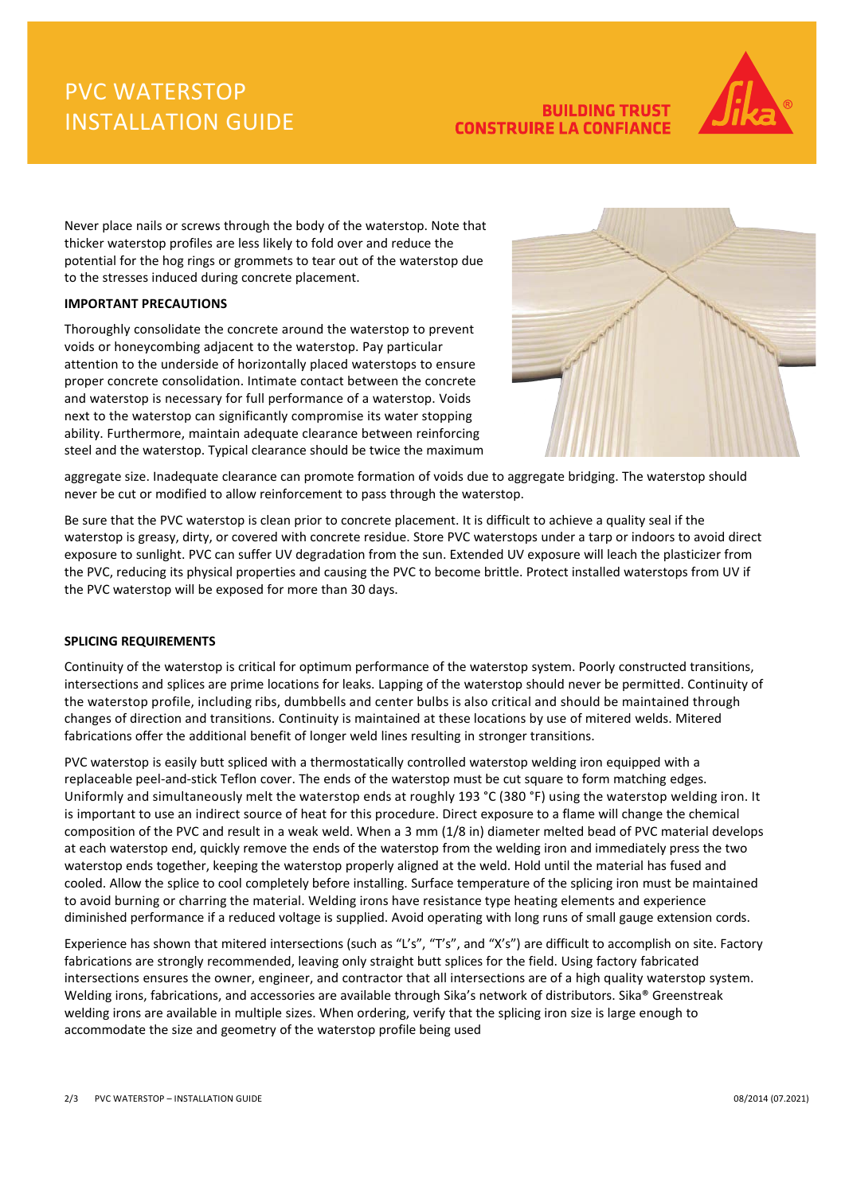Never place nails or screws through the body of the waterstop. Note that thicker waterstop profiles are less likely to fold over and reduce the potential for the hog rings or grommets to tear out of the waterstop due to the stresses induced during concrete placement.

**IMPORTANT PRECAUTIONS**

Thoroughly consolidate the concrete around the waterstop to prevent voids or honeycombing adjacent to the waterstop. Pay particular attention to the underside of horizontally placed waterstops to ensure proper concrete consolidation. Intimate contact between the concrete and waterstop is necessary for full performance of a waterstop. Voids next to the waterstop can significantly compromise its water stopping ability. Furthermore, maintain adequate clearance between reinforcing steel and the waterstop. Typical clearance should be twice the maximum aggregate size. Inadequate clearance can promote formation of voids due to aggregate bridging. The waterstop should never be cut or modified to allow reinforcement to pass through the waterstop.

Be sure that the PVC waterstop is clean prior to concrete placement. It is difficult to achieve a quality seal if the waterstop is greasy, dirty, or covered with concrete residue. Store PVC waterstops under a tarp or indoors to avoid direct exposure to sunlight. PVC can suffer UV degradation from the sun. Extended UV exposure will leach the plasticizer from the PVC, reducing its physical properties and causing the PVC to become brittle. Protect installed waterstops from UV if the PVC waterstop will be exposed for more than 30 days.

**SPLICING REQUIREMENTS**

Continuity of the waterstop is critical for optimum performance of the waterstop system. Poorly constructed transitions, intersections and splices are prime locations for leaks. Lapping of the waterstop should never be permitted. Continuity of the waterstop profile, including ribs, dumbbells and center bulbs is also critical and should be maintained through changes of direction and transitions. Continuity is maintained at these locations by use of mitered welds. Mitered fabrications offer the additional benefit of longer weld lines resulting in stronger transitions.

PVC waterstop is easily butt spliced with a thermostatically controlled waterstop welding iron equipped with a replaceable peel-and-stick Teflon cover. The ends of the waterstop must be cut square to form matching edges. Uniformly and simultaneously melt the waterstop ends at roughly 193 °C (380 °F) using the waterstop welding iron. It is important to use an indirect source of heat for this procedure. Direct exposure to a flame will change the chemical composition of the PVC and result in a weak weld. When a 3 mm (1/8 in) diameter melted bead of PVC material develops at each waterstop end, quickly remove the ends of the waterstop from the welding iron and immediately press the two waterstop ends together, keeping the waterstop properly aligned at the weld. Hold until the material has fused and cooled. Allow the splice to cool completely before installing. Surface temperature of the splicing iron must be maintained to avoid burning or charring the material. Welding irons have resistance type heating elements and experience diminished performance if a reduced voltage is supplied. Avoid operating with long runs of small gauge extension cords.

Experience has shown that mitered intersections (such as "L's", "T's", and "X's") are difficult to accomplish on site. Factory fabrications are strongly recommended, leaving only straight butt splices for the field. Using factory fabricated intersections ensures the owner, engineer, and contractor that all intersections are of a high quality waterstop system. Welding irons, fabrications, and accessories are available through Sika's network of distributors. Sika® Greenstreak welding irons are available in multiple sizes. When ordering, verify that the splicing iron size is large enough to accommodate the size and geometry of the waterstop profile being used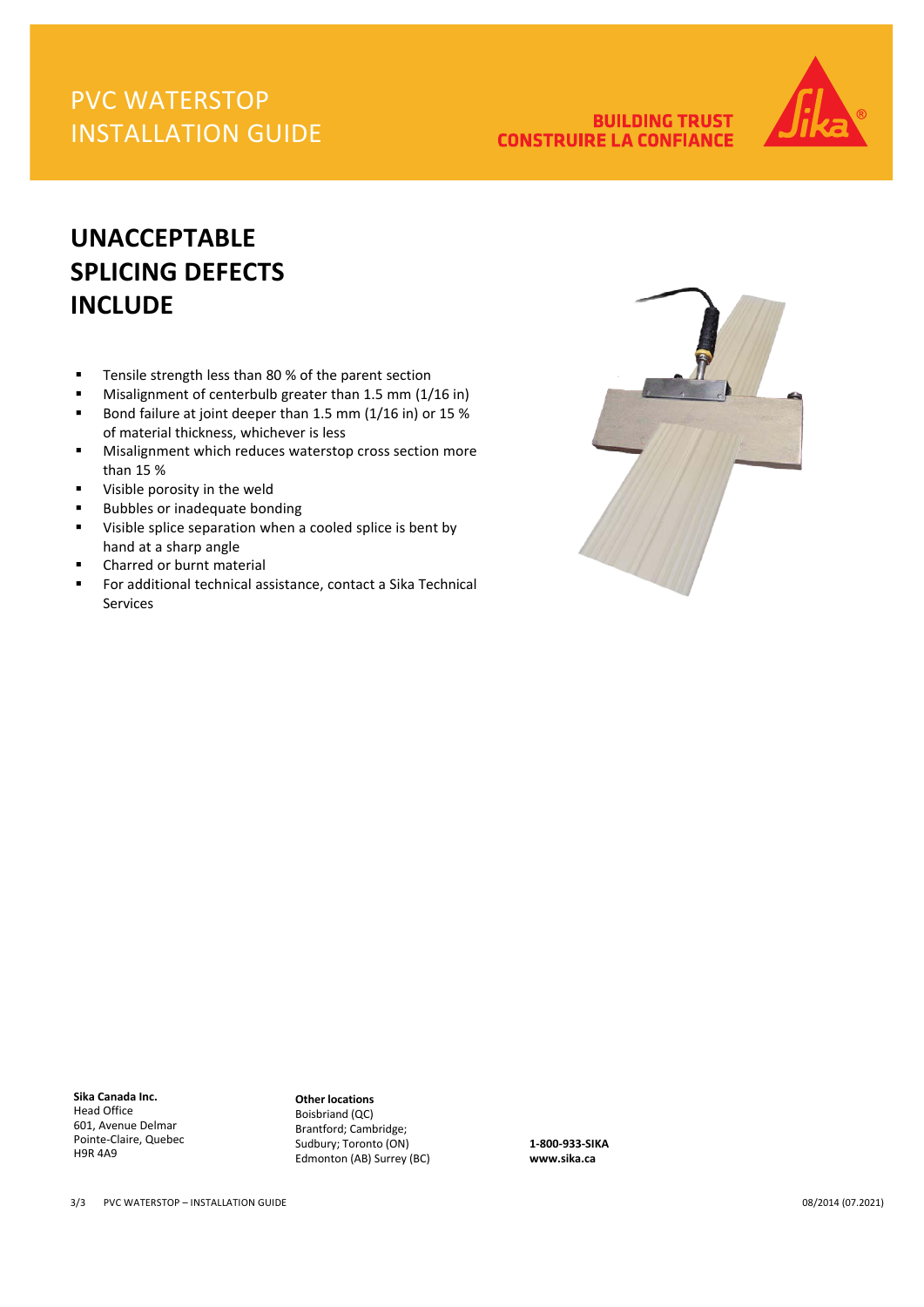# UNACCEPTABLE SPLICING DEFECTS INCLUDE

- Tensile strength less than 80 % of the parent section
- Misalignment of centerbulb greater than 1.5 mm (1/16 in)
- Bond failure at joint deeper than 1.5 mm (1/16 in) or 15 % of material thickness, whichever is less
- Misalignment which reduces waterstop cross section more than 15 %
- Visible porosity in the weld
- Bubbles or inadequate bonding
- Visible splice separation when a cooled splice is bent by hand at a sharp angle
- Charred or burnt material
- For additional technical assistance, contact a Sika Technical Services

**Sika Canada Inc.**
Head Office
601, Avenue Delmar
Pointe-Claire, Quebec
H9R 4A9

**Other locations**
Boisbriand (QC)
Brantford; Cambridge;
Sudbury; Toronto (ON)
Edmonton (AB) Surrey (BC)

**1-800-933-SIKA**
**www.sika.ca**